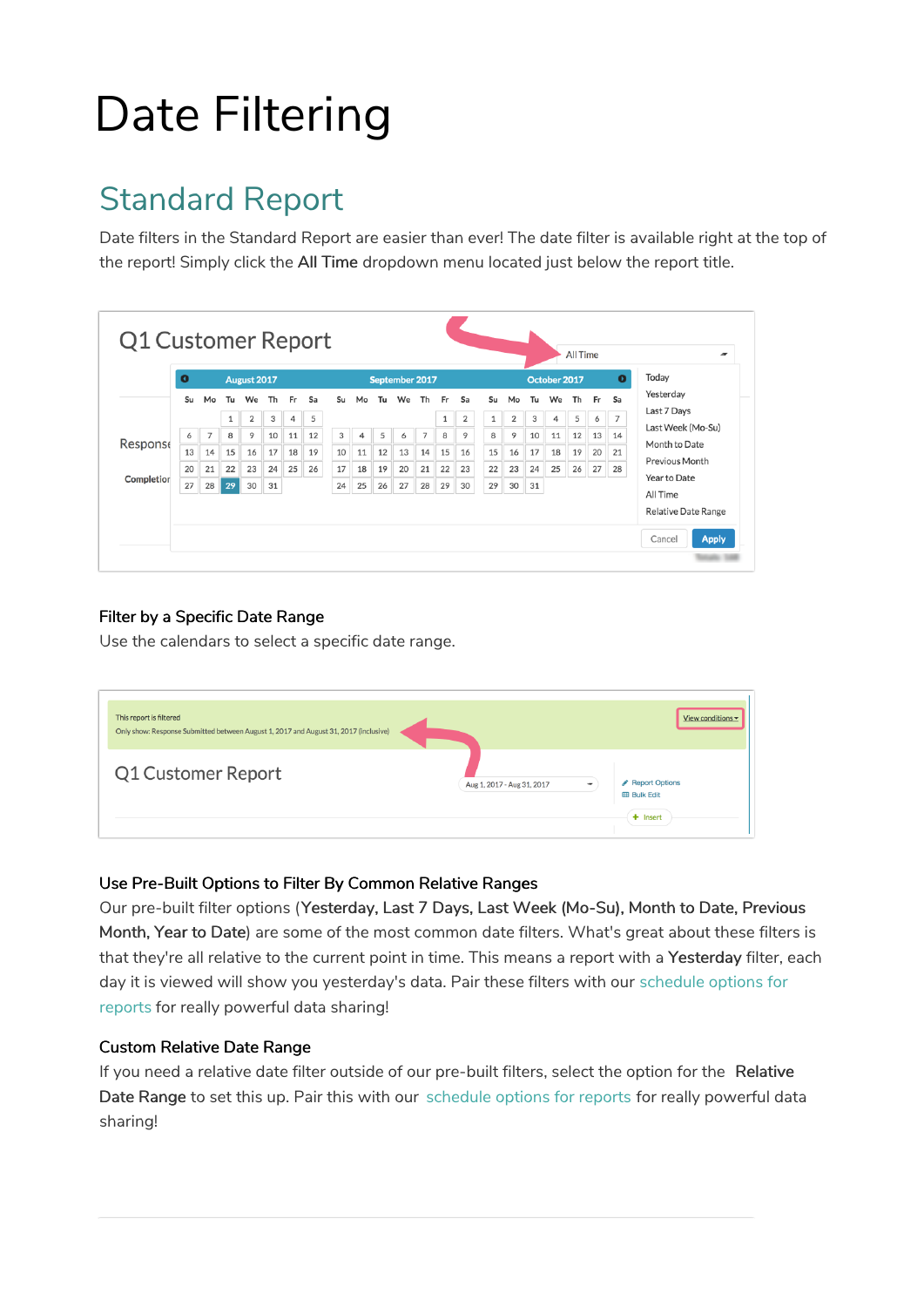# Date Filtering

## Standard Report

Date filters in the Standard Report are easier than ever! The date filter is available right at the top of the report! Simply click the **All Time** dropdown menu located just below the report title.

### Filter by a Specific Date Range

Use the calendars to select a specific date range.

### Use Pre-Built Options to Filter By Common Relative Ranges

Our pre-built filter options (**Yesterday, Last 7 Days, Last Week (Mo-Su), Month to Date, Previous Month, Year to Date**) are some of the most common date filters. What's great about these filters is that they're all relative to the current point in time. This means a report with a **Yesterday** filter, each day it is viewed will show you yesterday's data. Pair these filters with our schedule options for reports for really powerful data sharing!

### Custom Relative Date Range

If you need a relative date filter outside of our pre-built filters, select the option for the **Relative Date Range** to set this up. Pair this with our schedule options for reports for really powerful data sharing!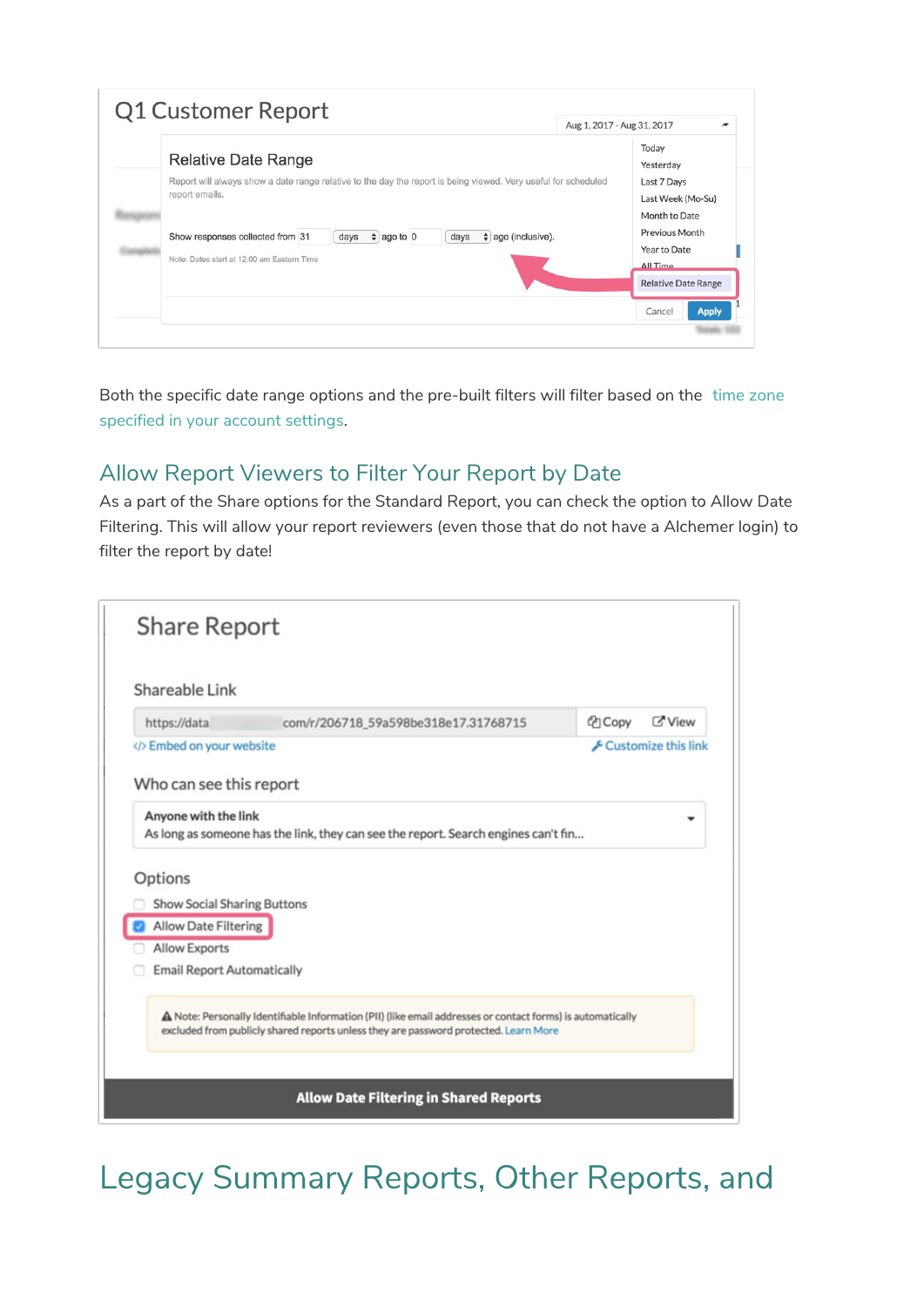Both the specific date range options and the pre-built filters will filter based on the time zone specified in your account settings.

## Allow Report Viewers to Filter Your Report by Date

As a part of the Share options for the Standard Report, you can check the option to Allow Date Filtering. This will allow your report reviewers (even those that do not have a Alchemer login) to filter the report by date!

## Legacy Summary Reports, Other Reports, and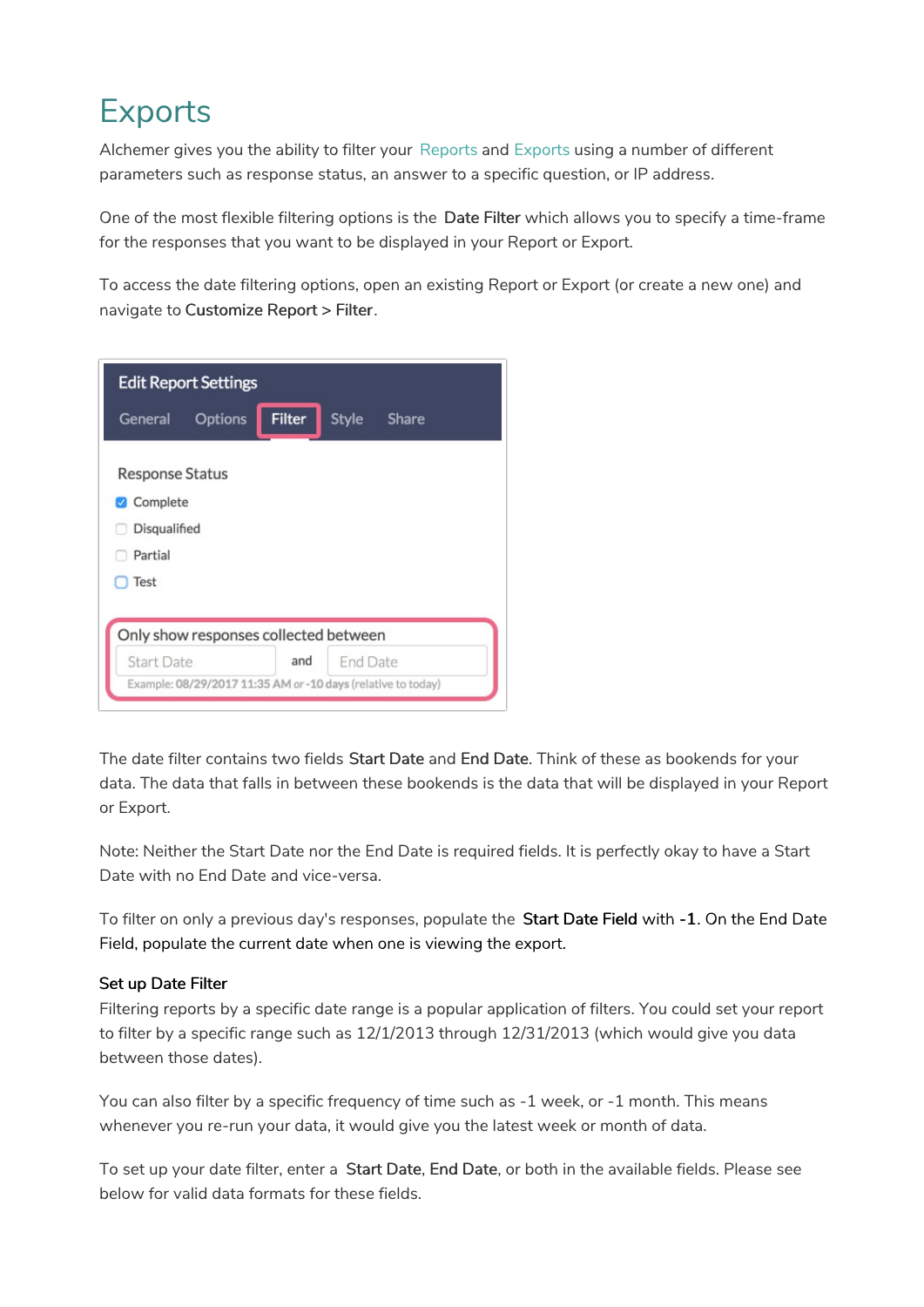# Exports

Alchemer gives you the ability to filter your Reports and Exports using a number of different parameters such as response status, an answer to a specific question, or IP address.

One of the most flexible filtering options is the **Date Filter** which allows you to specify a time-frame for the responses that you want to be displayed in your Report or Export.

To access the date filtering options, open an existing Report or Export (or create a new one) and navigate to **Customize Report > Filter**.

The date filter contains two fields **Start Date** and **End Date**. Think of these as bookends for your data. The data that falls in between these bookends is the data that will be displayed in your Report or Export.

Note: Neither the Start Date nor the End Date is required fields. It is perfectly okay to have a Start Date with no End Date and vice-versa.

To filter on only a previous day's responses, populate the **Start Date Field** with **-1**. On the End Date Field, populate the current date when one is viewing the export.

**Set up Date Filter**

Filtering reports by a specific date range is a popular application of filters. You could set your report to filter by a specific range such as 12/1/2013 through 12/31/2013 (which would give you data between those dates).

You can also filter by a specific frequency of time such as -1 week, or -1 month. This means whenever you re-run your data, it would give you the latest week or month of data.

To set up your date filter, enter a **Start Date**, **End Date**, or both in the available fields. Please see below for valid data formats for these fields.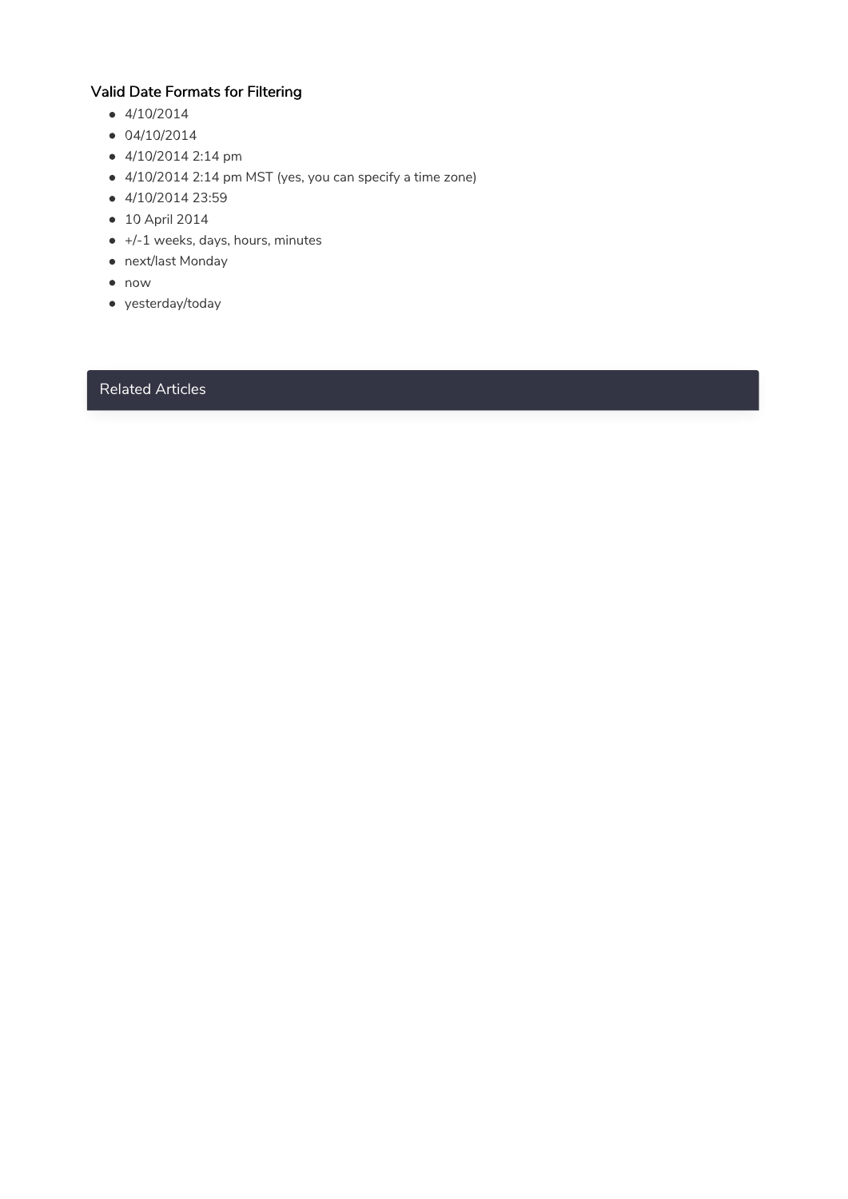### Valid Date Formats for Filtering

- 4/10/2014
- 04/10/2014
- 4/10/2014 2:14 pm
- 4/10/2014 2:14 pm MST (yes, you can specify a time zone)
- 4/10/2014 23:59
- 10 April 2014
- +/-1 weeks, days, hours, minutes
- next/last Monday
- now
- yesterday/today

## Related Articles